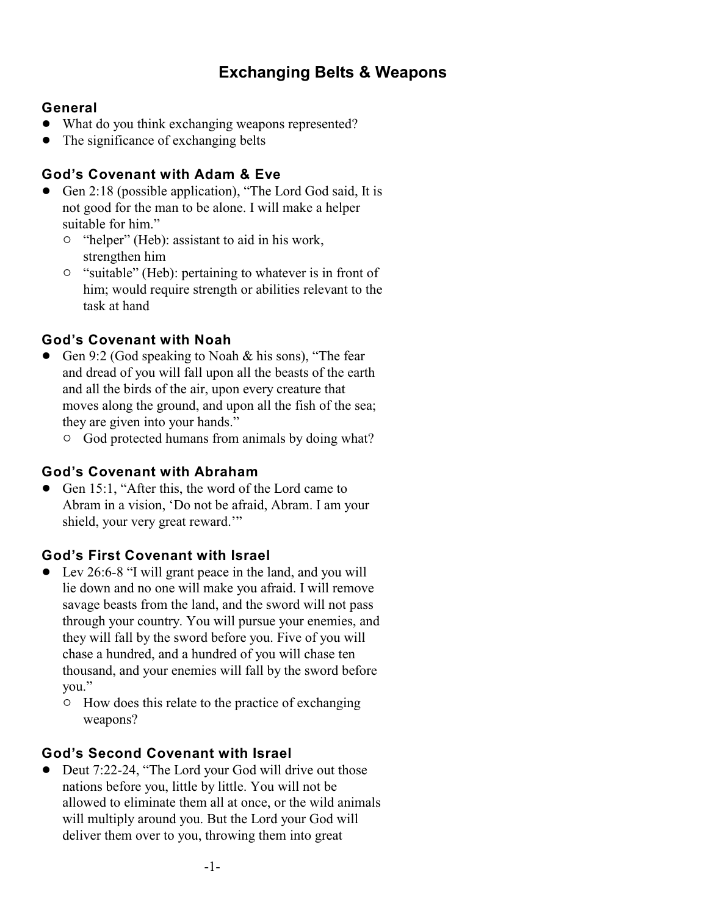# Exchanging Belts & Weapons

## General

- What do you think exchanging weapons represented?
- The significance of exchanging belts

## God's Covenant with Adam & Eve

- Gen 2:18 (possible application), "The Lord God said, It is not good for the man to be alone. I will make a helper suitable for him."
  - "helper" (Heb): assistant to aid in his work, strengthen him
  - "suitable" (Heb): pertaining to whatever is in front of him; would require strength or abilities relevant to the task at hand

## God's Covenant with Noah

- Gen 9:2 (God speaking to Noah & his sons), "The fear and dread of you will fall upon all the beasts of the earth and all the birds of the air, upon every creature that moves along the ground, and upon all the fish of the sea; they are given into your hands."
  - God protected humans from animals by doing what?

## God's Covenant with Abraham

- Gen 15:1, "After this, the word of the Lord came to Abram in a vision, 'Do not be afraid, Abram. I am your shield, your very great reward.'"

## God's First Covenant with Israel

- Lev 26:6-8 "I will grant peace in the land, and you will lie down and no one will make you afraid. I will remove savage beasts from the land, and the sword will not pass through your country. You will pursue your enemies, and they will fall by the sword before you. Five of you will chase a hundred, and a hundred of you will chase ten thousand, and your enemies will fall by the sword before you."
  - How does this relate to the practice of exchanging weapons?

## God's Second Covenant with Israel

- Deut 7:22-24, "The Lord your God will drive out those nations before you, little by little. You will not be allowed to eliminate them all at once, or the wild animals will multiply around you. But the Lord your God will deliver them over to you, throwing them into great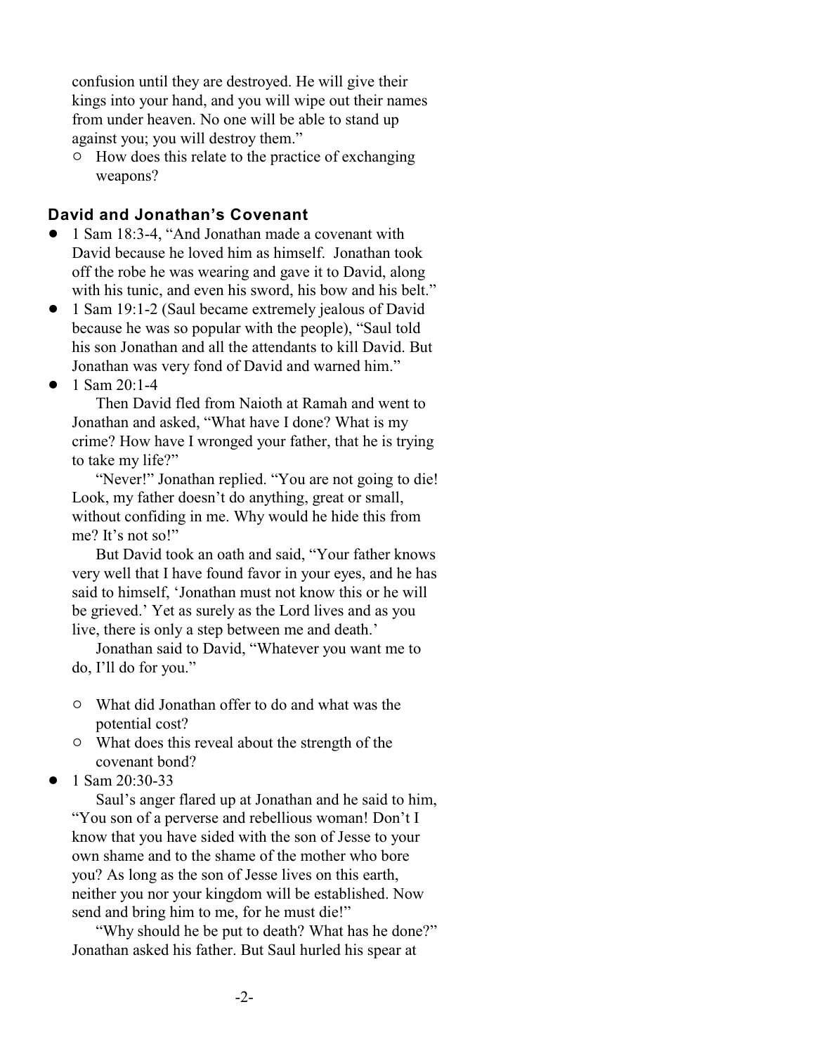confusion until they are destroyed. He will give their kings into your hand, and you will wipe out their names from under heaven. No one will be able to stand up against you; you will destroy them."

- How does this relate to the practice of exchanging weapons?

### David and Jonathan's Covenant

- 1 Sam 18:3-4, "And Jonathan made a covenant with David because he loved him as himself. Jonathan took off the robe he was wearing and gave it to David, along with his tunic, and even his sword, his bow and his belt."
- 1 Sam 19:1-2 (Saul became extremely jealous of David because he was so popular with the people), "Saul told his son Jonathan and all the attendants to kill David. But Jonathan was very fond of David and warned him."
- 1 Sam 20:1-4

  Then David fled from Naioth at Ramah and went to Jonathan and asked, "What have I done? What is my crime? How have I wronged your father, that he is trying to take my life?"

  "Never!" Jonathan replied. "You are not going to die! Look, my father doesn't do anything, great or small, without confiding in me. Why would he hide this from me? It's not so!"

  But David took an oath and said, "Your father knows very well that I have found favor in your eyes, and he has said to himself, 'Jonathan must not know this or he will be grieved.' Yet as surely as the Lord lives and as you live, there is only a step between me and death.'

  Jonathan said to David, "Whatever you want me to do, I'll do for you."

  - What did Jonathan offer to do and what was the potential cost?
  - What does this reveal about the strength of the covenant bond?

- 1 Sam 20:30-33

  Saul's anger flared up at Jonathan and he said to him, "You son of a perverse and rebellious woman! Don't I know that you have sided with the son of Jesse to your own shame and to the shame of the mother who bore you? As long as the son of Jesse lives on this earth, neither you nor your kingdom will be established. Now send and bring him to me, for he must die!"

  "Why should he be put to death? What has he done?" Jonathan asked his father. But Saul hurled his spear at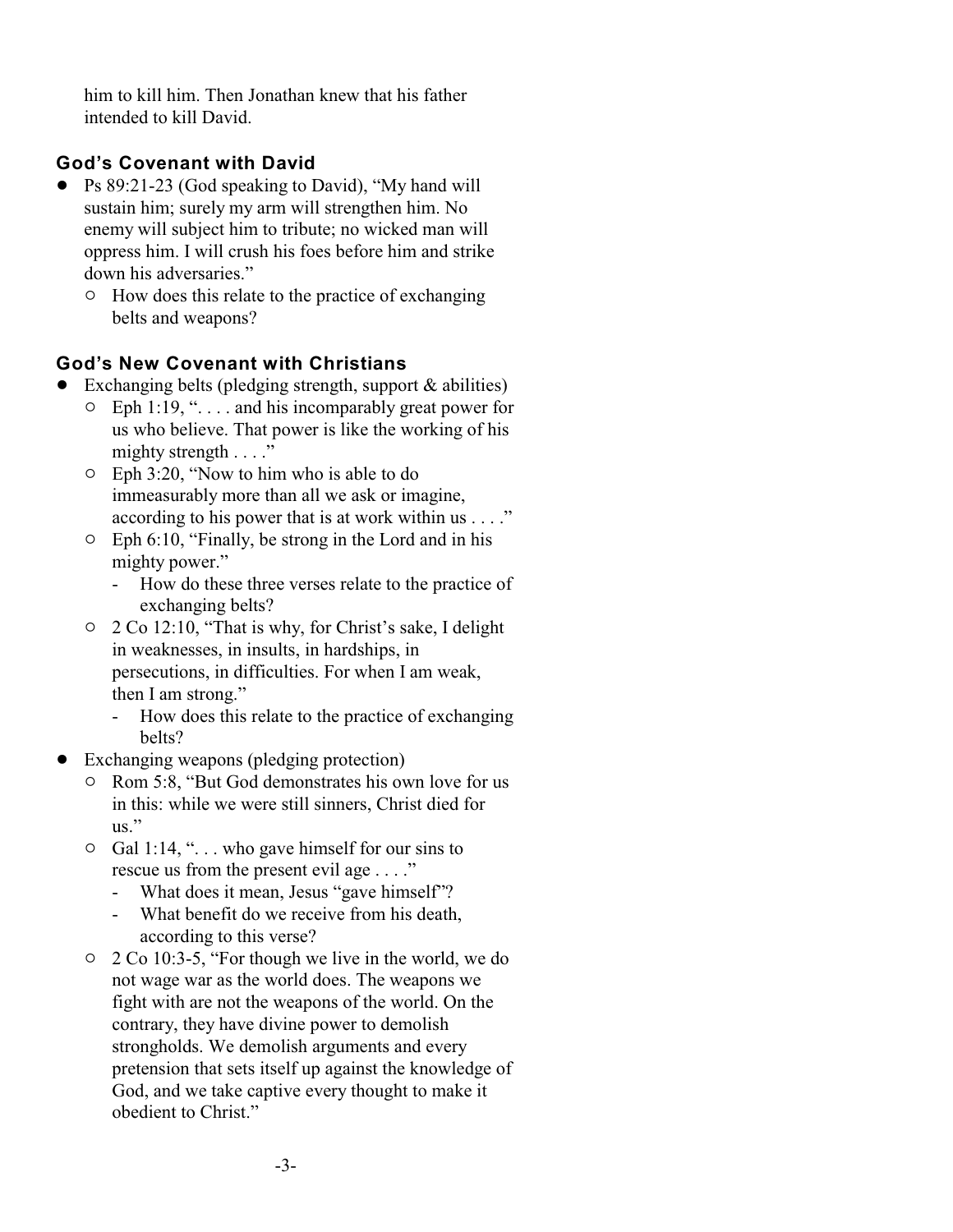him to kill him. Then Jonathan knew that his father intended to kill David.

### God's Covenant with David

- Ps 89:21-23 (God speaking to David), "My hand will sustain him; surely my arm will strengthen him. No enemy will subject him to tribute; no wicked man will oppress him. I will crush his foes before him and strike down his adversaries."
  - How does this relate to the practice of exchanging belts and weapons?

### God's New Covenant with Christians

- Exchanging belts (pledging strength, support & abilities)
  - Eph 1:19, ". . . . and his incomparably great power for us who believe. That power is like the working of his mighty strength . . . ."
  - Eph 3:20, "Now to him who is able to do immeasurably more than all we ask or imagine, according to his power that is at work within us . . . ."
  - Eph 6:10, "Finally, be strong in the Lord and in his mighty power."
    - How do these three verses relate to the practice of exchanging belts?
  - 2 Co 12:10, "That is why, for Christ's sake, I delight in weaknesses, in insults, in hardships, in persecutions, in difficulties. For when I am weak, then I am strong."
    - How does this relate to the practice of exchanging belts?
- Exchanging weapons (pledging protection)
  - Rom 5:8, "But God demonstrates his own love for us in this: while we were still sinners, Christ died for us."
  - Gal 1:14, ". . . who gave himself for our sins to rescue us from the present evil age . . . ."
    - What does it mean, Jesus "gave himself"?
    - What benefit do we receive from his death, according to this verse?
  - 2 Co 10:3-5, "For though we live in the world, we do not wage war as the world does. The weapons we fight with are not the weapons of the world. On the contrary, they have divine power to demolish strongholds. We demolish arguments and every pretension that sets itself up against the knowledge of God, and we take captive every thought to make it obedient to Christ."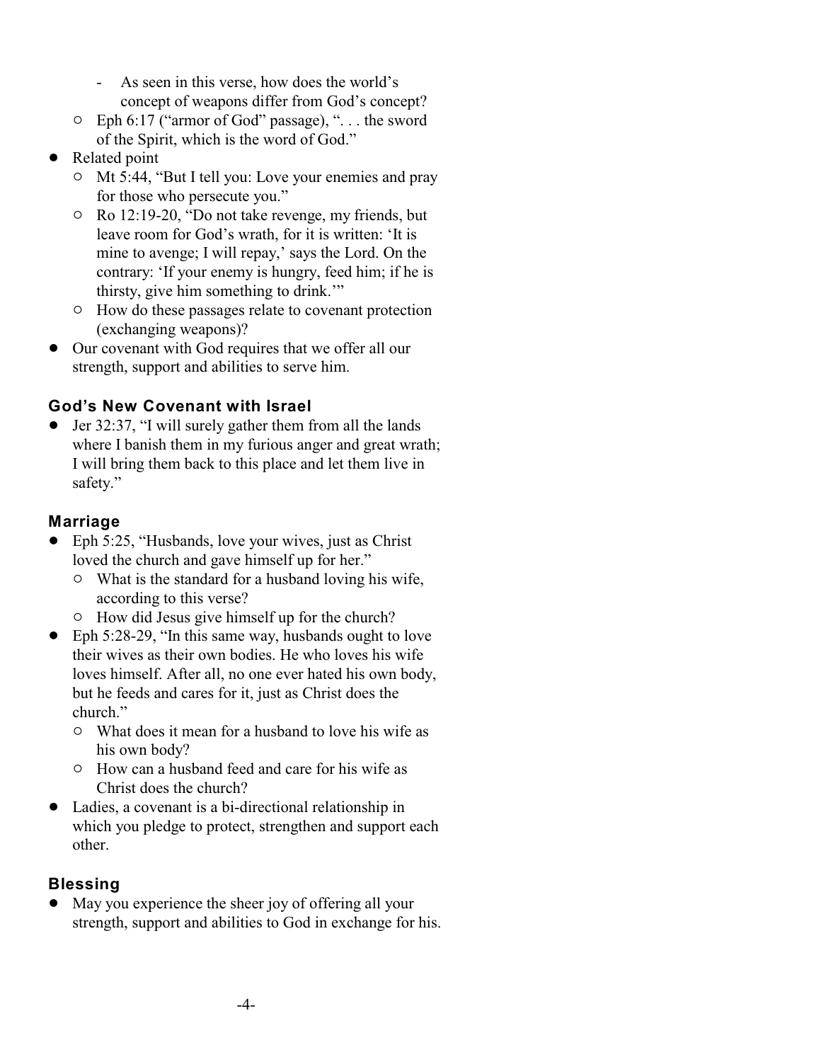- As seen in this verse, how does the world's concept of weapons differ from God's concept?
  - Eph 6:17 ("armor of God" passage), ". . . the sword of the Spirit, which is the word of God."
- Related point
  - Mt 5:44, "But I tell you: Love your enemies and pray for those who persecute you."
  - Ro 12:19-20, "Do not take revenge, my friends, but leave room for God's wrath, for it is written: 'It is mine to avenge; I will repay,' says the Lord. On the contrary: 'If your enemy is hungry, feed him; if he is thirsty, give him something to drink.'"
  - How do these passages relate to covenant protection (exchanging weapons)?
- Our covenant with God requires that we offer all our strength, support and abilities to serve him.

### God's New Covenant with Israel

- Jer 32:37, "I will surely gather them from all the lands where I banish them in my furious anger and great wrath; I will bring them back to this place and let them live in safety."

### Marriage

- Eph 5:25, "Husbands, love your wives, just as Christ loved the church and gave himself up for her."
  - What is the standard for a husband loving his wife, according to this verse?
  - How did Jesus give himself up for the church?
- Eph 5:28-29, "In this same way, husbands ought to love their wives as their own bodies. He who loves his wife loves himself. After all, no one ever hated his own body, but he feeds and cares for it, just as Christ does the church."
  - What does it mean for a husband to love his wife as his own body?
  - How can a husband feed and care for his wife as Christ does the church?
- Ladies, a covenant is a bi-directional relationship in which you pledge to protect, strengthen and support each other.

### Blessing

- May you experience the sheer joy of offering all your strength, support and abilities to God in exchange for his.